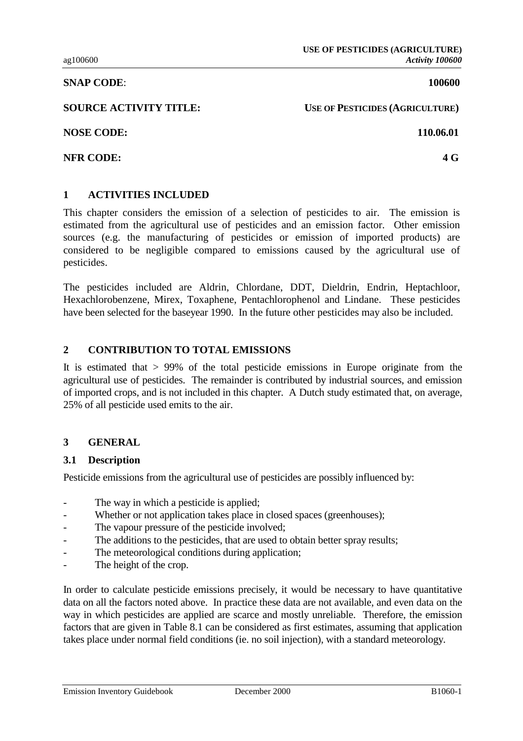| | |
|---|---|
| **SNAP CODE**: | **100600** |
| **SOURCE ACTIVITY TITLE:** | **USE OF PESTICIDES (AGRICULTURE)** |
| **NOSE CODE:** | **110.06.01** |
| **NFR CODE:** | **4 G** |

## 1 ACTIVITIES INCLUDED

This chapter considers the emission of a selection of pesticides to air. The emission is estimated from the agricultural use of pesticides and an emission factor. Other emission sources (e.g. the manufacturing of pesticides or emission of imported products) are considered to be negligible compared to emissions caused by the agricultural use of pesticides.

The pesticides included are Aldrin, Chlordane, DDT, Dieldrin, Endrin, Heptachloor, Hexachlorobenzene, Mirex, Toxaphene, Pentachlorophenol and Lindane. These pesticides have been selected for the baseyear 1990. In the future other pesticides may also be included.

## 2 CONTRIBUTION TO TOTAL EMISSIONS

It is estimated that > 99% of the total pesticide emissions in Europe originate from the agricultural use of pesticides. The remainder is contributed by industrial sources, and emission of imported crops, and is not included in this chapter. A Dutch study estimated that, on average, 25% of all pesticide used emits to the air.

## 3 GENERAL

### 3.1 Description

Pesticide emissions from the agricultural use of pesticides are possibly influenced by:

- The way in which a pesticide is applied;
- Whether or not application takes place in closed spaces (greenhouses);
- The vapour pressure of the pesticide involved;
- The additions to the pesticides, that are used to obtain better spray results;
- The meteorological conditions during application;
- The height of the crop.

In order to calculate pesticide emissions precisely, it would be necessary to have quantitative data on all the factors noted above. In practice these data are not available, and even data on the way in which pesticides are applied are scarce and mostly unreliable. Therefore, the emission factors that are given in Table 8.1 can be considered as first estimates, assuming that application takes place under normal field conditions (ie. no soil injection), with a standard meteorology.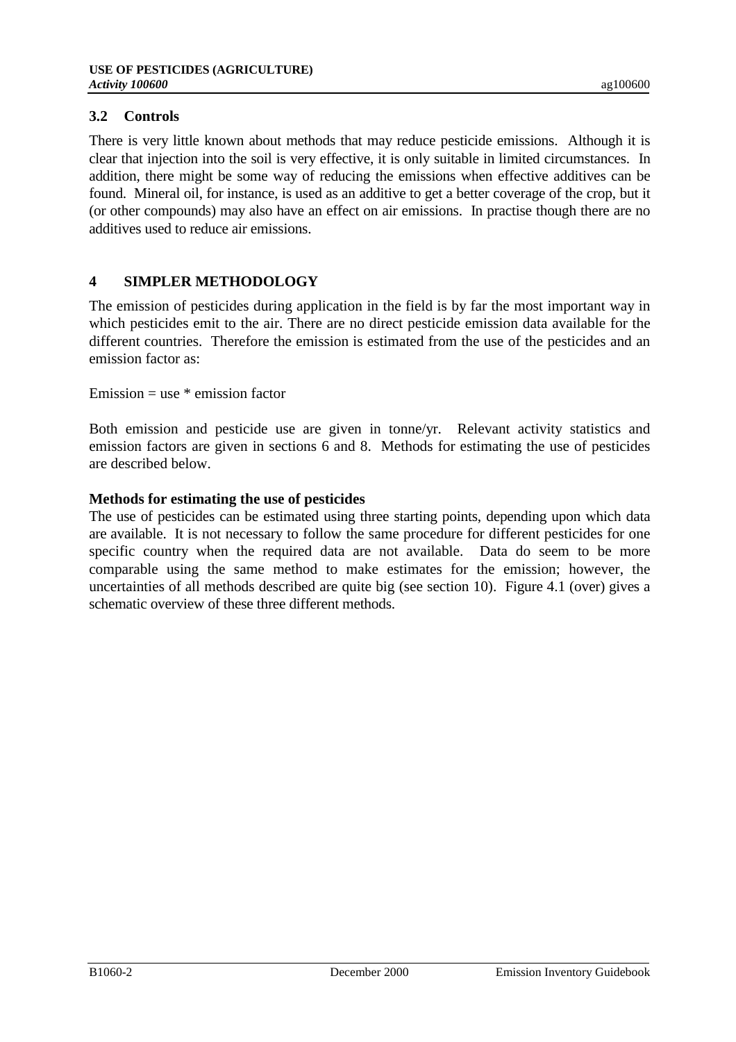## 3.2 Controls

There is very little known about methods that may reduce pesticide emissions. Although it is clear that injection into the soil is very effective, it is only suitable in limited circumstances. In addition, there might be some way of reducing the emissions when effective additives can be found. Mineral oil, for instance, is used as an additive to get a better coverage of the crop, but it (or other compounds) may also have an effect on air emissions. In practise though there are no additives used to reduce air emissions.

# 4 SIMPLER METHODOLOGY

The emission of pesticides during application in the field is by far the most important way in which pesticides emit to the air. There are no direct pesticide emission data available for the different countries. Therefore the emission is estimated from the use of the pesticides and an emission factor as:

Emission = use * emission factor

Both emission and pesticide use are given in tonne/yr. Relevant activity statistics and emission factors are given in sections 6 and 8. Methods for estimating the use of pesticides are described below.

**Methods for estimating the use of pesticides**

The use of pesticides can be estimated using three starting points, depending upon which data are available. It is not necessary to follow the same procedure for different pesticides for one specific country when the required data are not available. Data do seem to be more comparable using the same method to make estimates for the emission; however, the uncertainties of all methods described are quite big (see section 10). Figure 4.1 (over) gives a schematic overview of these three different methods.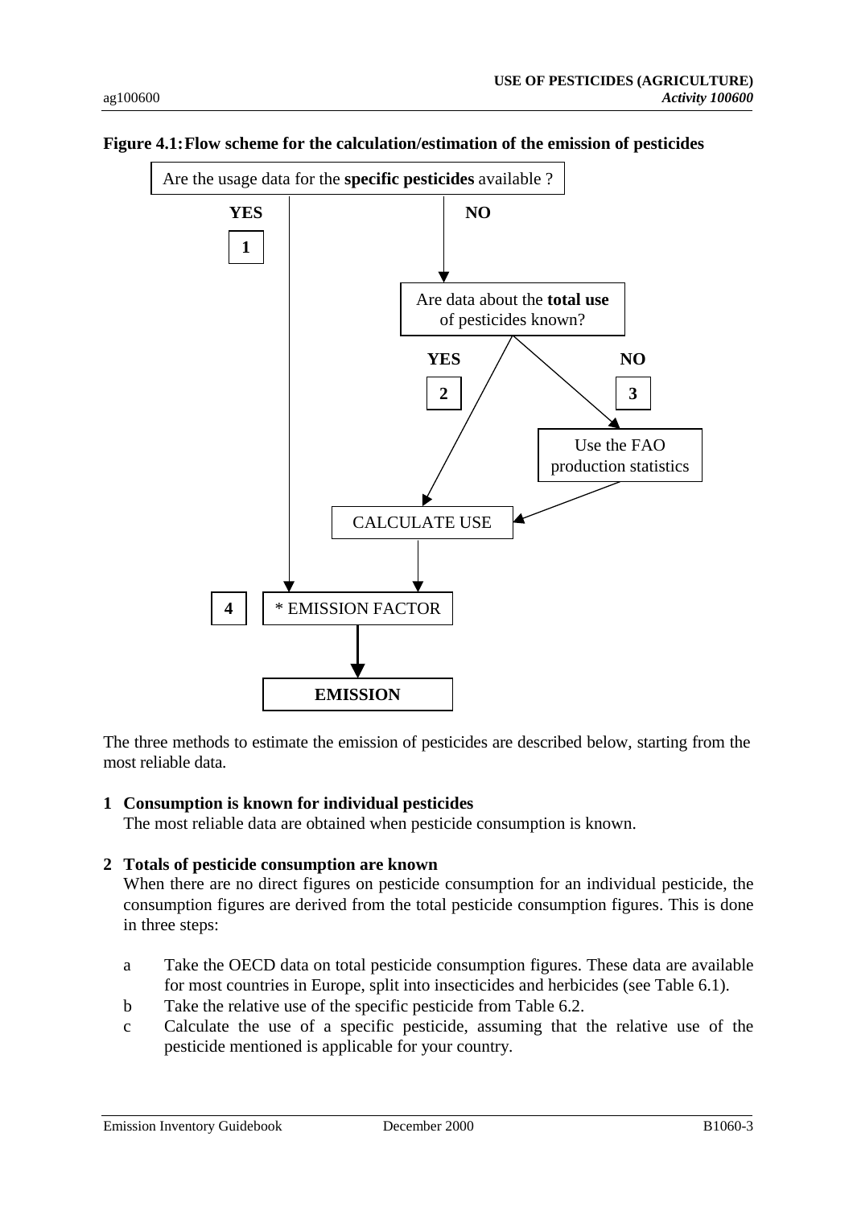**Figure 4.1: Flow scheme for the calculation/estimation of the emission of pesticides**

Are the usage data for the **specific pesticides** available ?

YES **1**

NO

Are data about the **total use** of pesticides known?

YES **2**

NO **3**

Use the FAO production statistics

CALCULATE USE

**4** * EMISSION FACTOR

**EMISSION**

The three methods to estimate the emission of pesticides are described below, starting from the most reliable data.

**1 Consumption is known for individual pesticides**

The most reliable data are obtained when pesticide consumption is known.

**2 Totals of pesticide consumption are known**

When there are no direct figures on pesticide consumption for an individual pesticide, the consumption figures are derived from the total pesticide consumption figures. This is done in three steps:

- a Take the OECD data on total pesticide consumption figures. These data are available for most countries in Europe, split into insecticides and herbicides (see Table 6.1).
- b Take the relative use of the specific pesticide from Table 6.2.
- c Calculate the use of a specific pesticide, assuming that the relative use of the pesticide mentioned is applicable for your country.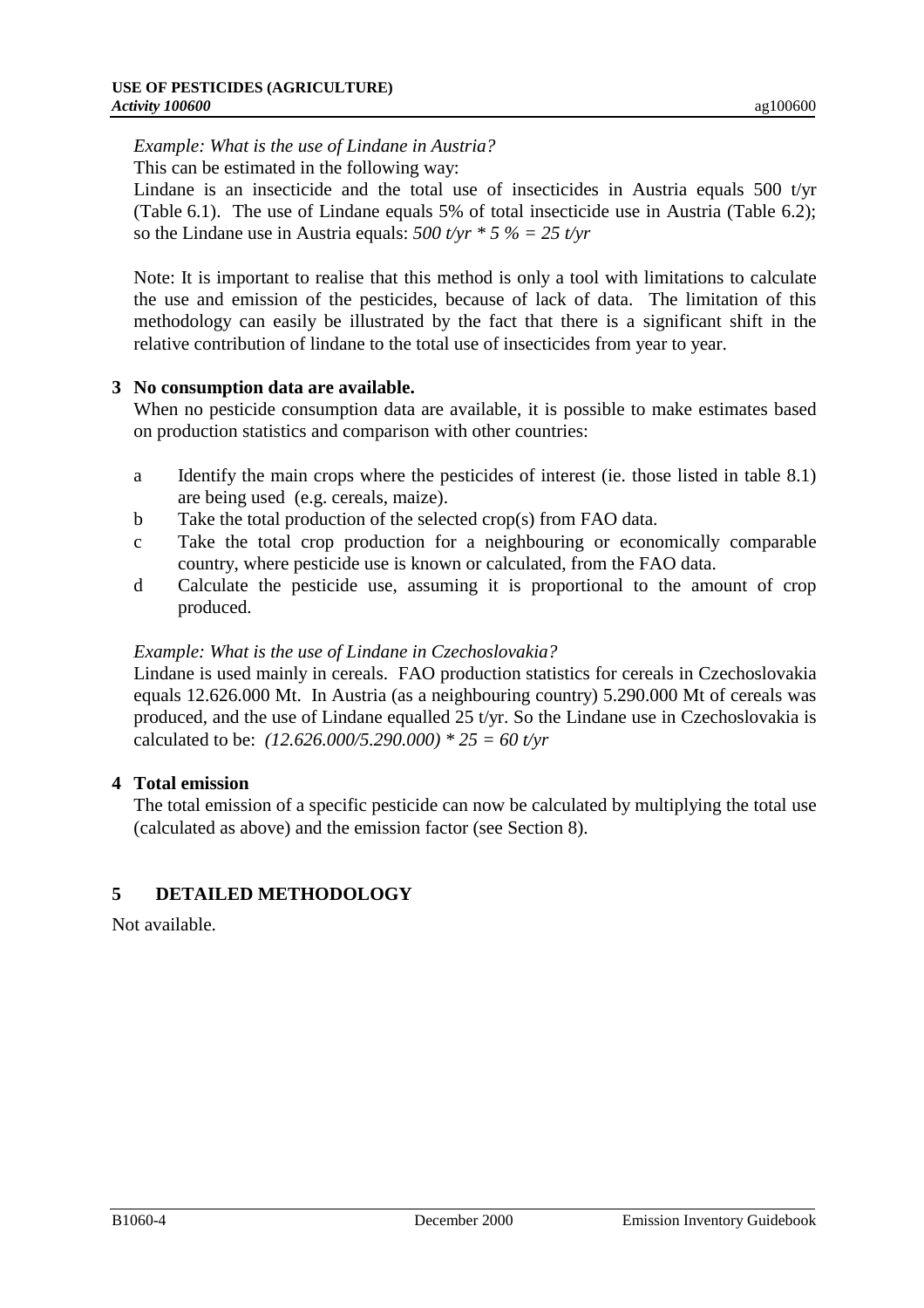*Example: What is the use of Lindane in Austria?*

This can be estimated in the following way:

Lindane is an insecticide and the total use of insecticides in Austria equals 500 t/yr (Table 6.1). The use of Lindane equals 5% of total insecticide use in Austria (Table 6.2); so the Lindane use in Austria equals: *500 t/yr * 5 % = 25 t/yr*

Note: It is important to realise that this method is only a tool with limitations to calculate the use and emission of the pesticides, because of lack of data. The limitation of this methodology can easily be illustrated by the fact that there is a significant shift in the relative contribution of lindane to the total use of insecticides from year to year.

**3 No consumption data are available.**

When no pesticide consumption data are available, it is possible to make estimates based on production statistics and comparison with other countries:

a Identify the main crops where the pesticides of interest (ie. those listed in table 8.1) are being used (e.g. cereals, maize).

b Take the total production of the selected crop(s) from FAO data.

c Take the total crop production for a neighbouring or economically comparable country, where pesticide use is known or calculated, from the FAO data.

d Calculate the pesticide use, assuming it is proportional to the amount of crop produced.

*Example: What is the use of Lindane in Czechoslovakia?*

Lindane is used mainly in cereals. FAO production statistics for cereals in Czechoslovakia equals 12.626.000 Mt. In Austria (as a neighbouring country) 5.290.000 Mt of cereals was produced, and the use of Lindane equalled 25 t/yr. So the Lindane use in Czechoslovakia is calculated to be: *(12.626.000/5.290.000) * 25 = 60 t/yr*

**4 Total emission**

The total emission of a specific pesticide can now be calculated by multiplying the total use (calculated as above) and the emission factor (see Section 8).

## 5 DETAILED METHODOLOGY

Not available.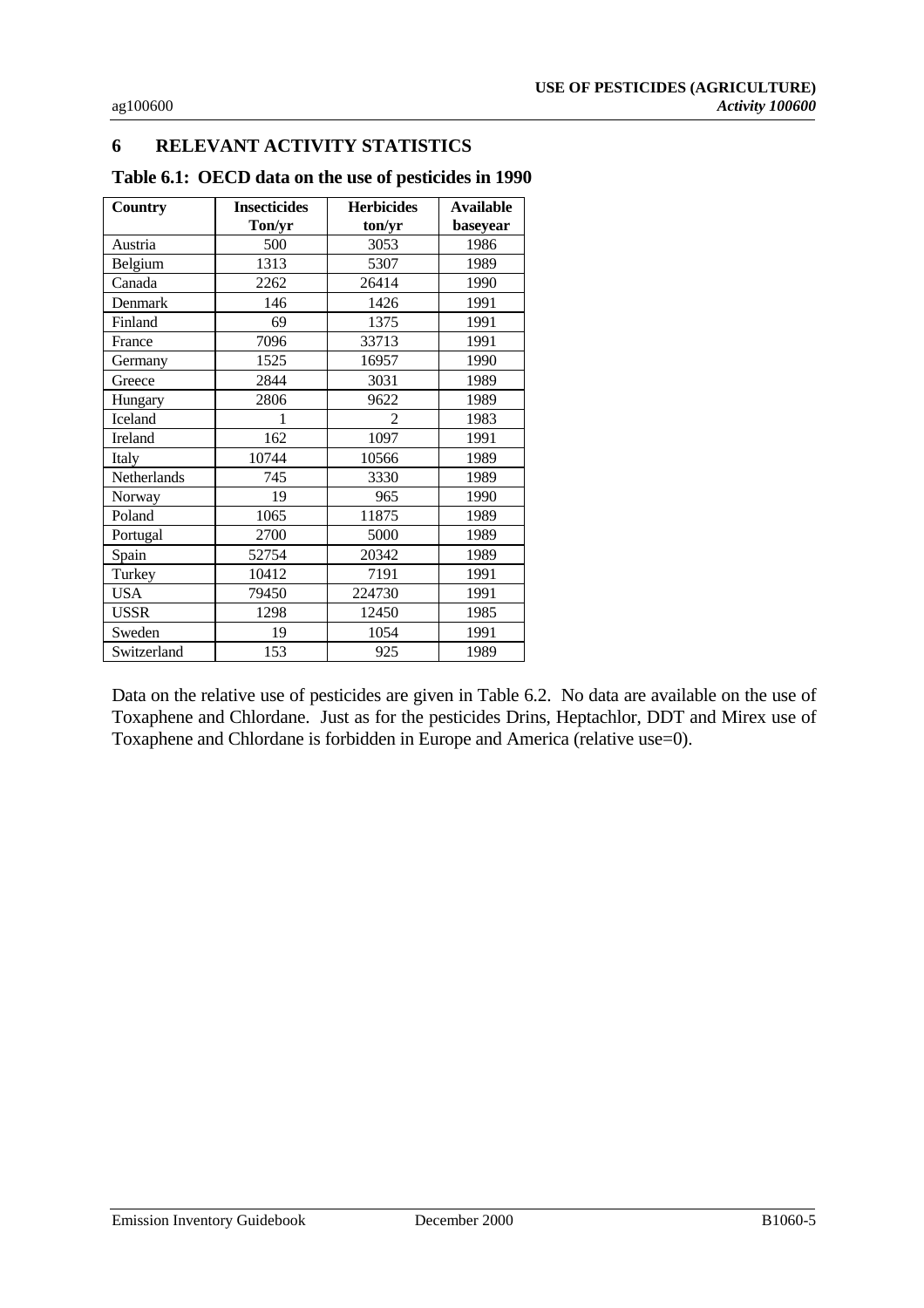## 6 RELEVANT ACTIVITY STATISTICS

### Table 6.1: OECD data on the use of pesticides in 1990

| Country | Insecticides Ton/yr | Herbicides ton/yr | Available baseyear |
|---|---|---|---|
| Austria | 500 | 3053 | 1986 |
| Belgium | 1313 | 5307 | 1989 |
| Canada | 2262 | 26414 | 1990 |
| Denmark | 146 | 1426 | 1991 |
| Finland | 69 | 1375 | 1991 |
| France | 7096 | 33713 | 1991 |
| Germany | 1525 | 16957 | 1990 |
| Greece | 2844 | 3031 | 1989 |
| Hungary | 2806 | 9622 | 1989 |
| Iceland | 1 | 2 | 1983 |
| Ireland | 162 | 1097 | 1991 |
| Italy | 10744 | 10566 | 1989 |
| Netherlands | 745 | 3330 | 1989 |
| Norway | 19 | 965 | 1990 |
| Poland | 1065 | 11875 | 1989 |
| Portugal | 2700 | 5000 | 1989 |
| Spain | 52754 | 20342 | 1989 |
| Turkey | 10412 | 7191 | 1991 |
| USA | 79450 | 224730 | 1991 |
| USSR | 1298 | 12450 | 1985 |
| Sweden | 19 | 1054 | 1991 |
| Switzerland | 153 | 925 | 1989 |

Data on the relative use of pesticides are given in Table 6.2. No data are available on the use of Toxaphene and Chlordane. Just as for the pesticides Drins, Heptachlor, DDT and Mirex use of Toxaphene and Chlordane is forbidden in Europe and America (relative use=0).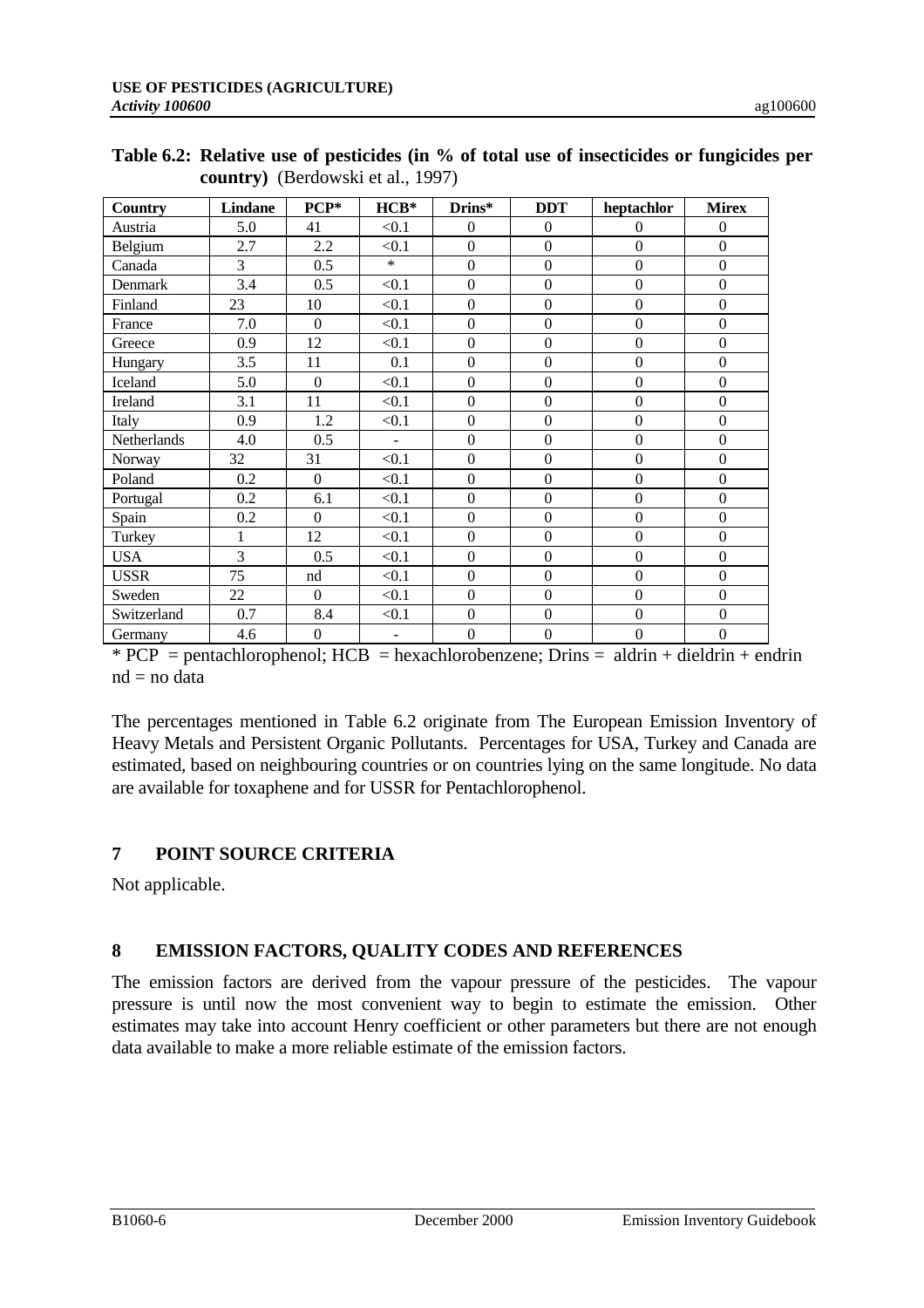**Table 6.2: Relative use of pesticides (in % of total use of insecticides or fungicides per country)** (Berdowski et al., 1997)

| Country | Lindane | PCP* | HCB* | Drins* | DDT | heptachlor | Mirex |
|---|---|---|---|---|---|---|---|
| Austria | 5.0 | 41 | <0.1 | 0 | 0 | 0 | 0 |
| Belgium | 2.7 | 2.2 | <0.1 | 0 | 0 | 0 | 0 |
| Canada | 3 | 0.5 | * | 0 | 0 | 0 | 0 |
| Denmark | 3.4 | 0.5 | <0.1 | 0 | 0 | 0 | 0 |
| Finland | 23 | 10 | <0.1 | 0 | 0 | 0 | 0 |
| France | 7.0 | 0 | <0.1 | 0 | 0 | 0 | 0 |
| Greece | 0.9 | 12 | <0.1 | 0 | 0 | 0 | 0 |
| Hungary | 3.5 | 11 | 0.1 | 0 | 0 | 0 | 0 |
| Iceland | 5.0 | 0 | <0.1 | 0 | 0 | 0 | 0 |
| Ireland | 3.1 | 11 | <0.1 | 0 | 0 | 0 | 0 |
| Italy | 0.9 | 1.2 | <0.1 | 0 | 0 | 0 | 0 |
| Netherlands | 4.0 | 0.5 | - | 0 | 0 | 0 | 0 |
| Norway | 32 | 31 | <0.1 | 0 | 0 | 0 | 0 |
| Poland | 0.2 | 0 | <0.1 | 0 | 0 | 0 | 0 |
| Portugal | 0.2 | 6.1 | <0.1 | 0 | 0 | 0 | 0 |
| Spain | 0.2 | 0 | <0.1 | 0 | 0 | 0 | 0 |
| Turkey | 1 | 12 | <0.1 | 0 | 0 | 0 | 0 |
| USA | 3 | 0.5 | <0.1 | 0 | 0 | 0 | 0 |
| USSR | 75 | nd | <0.1 | 0 | 0 | 0 | 0 |
| Sweden | 22 | 0 | <0.1 | 0 | 0 | 0 | 0 |
| Switzerland | 0.7 | 8.4 | <0.1 | 0 | 0 | 0 | 0 |
| Germany | 4.6 | 0 | - | 0 | 0 | 0 | 0 |

* PCP = pentachlorophenol; HCB = hexachlorobenzene; Drins = aldrin + dieldrin + endrin
nd = no data

The percentages mentioned in Table 6.2 originate from The European Emission Inventory of Heavy Metals and Persistent Organic Pollutants. Percentages for USA, Turkey and Canada are estimated, based on neighbouring countries or on countries lying on the same longitude. No data are available for toxaphene and for USSR for Pentachlorophenol.

## 7 POINT SOURCE CRITERIA

Not applicable.

## 8 EMISSION FACTORS, QUALITY CODES AND REFERENCES

The emission factors are derived from the vapour pressure of the pesticides. The vapour pressure is until now the most convenient way to begin to estimate the emission. Other estimates may take into account Henry coefficient or other parameters but there are not enough data available to make a more reliable estimate of the emission factors.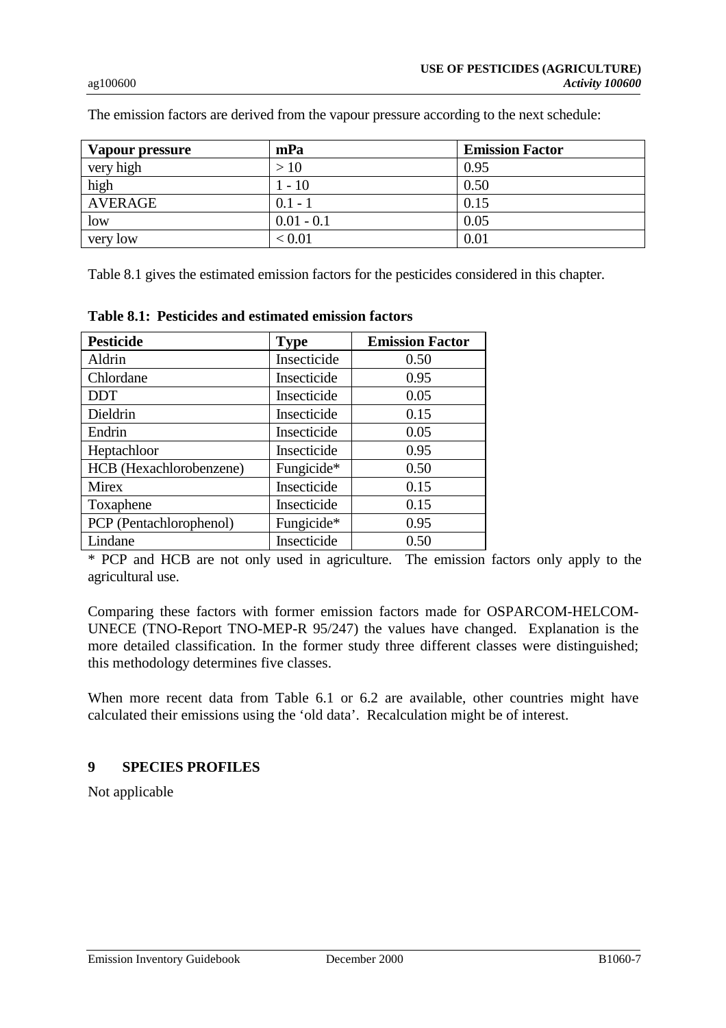The emission factors are derived from the vapour pressure according to the next schedule:

| Vapour pressure | mPa | Emission Factor |
|---|---|---|
| very high | > 10 | 0.95 |
| high | 1 - 10 | 0.50 |
| AVERAGE | 0.1 - 1 | 0.15 |
| low | 0.01 - 0.1 | 0.05 |
| very low | < 0.01 | 0.01 |

Table 8.1 gives the estimated emission factors for the pesticides considered in this chapter.

**Table 8.1: Pesticides and estimated emission factors**

| Pesticide | Type | Emission Factor |
|---|---|---|
| Aldrin | Insecticide | 0.50 |
| Chlordane | Insecticide | 0.95 |
| DDT | Insecticide | 0.05 |
| Dieldrin | Insecticide | 0.15 |
| Endrin | Insecticide | 0.05 |
| Heptachloor | Insecticide | 0.95 |
| HCB (Hexachlorobenzene) | Fungicide* | 0.50 |
| Mirex | Insecticide | 0.15 |
| Toxaphene | Insecticide | 0.15 |
| PCP (Pentachlorophenol) | Fungicide* | 0.95 |
| Lindane | Insecticide | 0.50 |

\* PCP and HCB are not only used in agriculture. The emission factors only apply to the agricultural use.

Comparing these factors with former emission factors made for OSPARCOM-HELCOM-UNECE (TNO-Report TNO-MEP-R 95/247) the values have changed. Explanation is the more detailed classification. In the former study three different classes were distinguished; this methodology determines five classes.

When more recent data from Table 6.1 or 6.2 are available, other countries might have calculated their emissions using the 'old data'. Recalculation might be of interest.

## 9 SPECIES PROFILES

Not applicable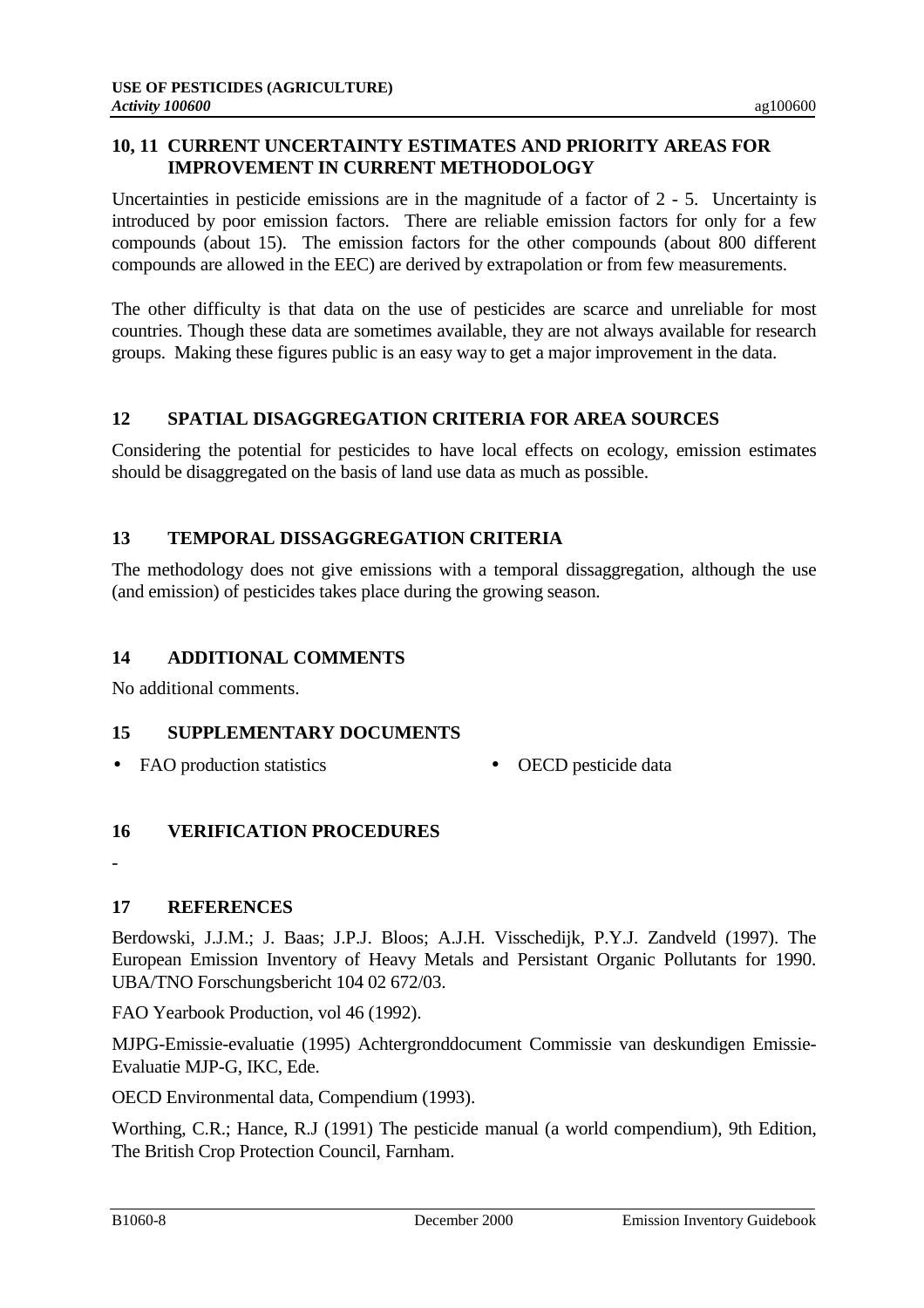## 10, 11 CURRENT UNCERTAINTY ESTIMATES AND PRIORITY AREAS FOR IMPROVEMENT IN CURRENT METHODOLOGY

Uncertainties in pesticide emissions are in the magnitude of a factor of 2 - 5. Uncertainty is introduced by poor emission factors. There are reliable emission factors for only for a few compounds (about 15). The emission factors for the other compounds (about 800 different compounds are allowed in the EEC) are derived by extrapolation or from few measurements.

The other difficulty is that data on the use of pesticides are scarce and unreliable for most countries. Though these data are sometimes available, they are not always available for research groups. Making these figures public is an easy way to get a major improvement in the data.

## 12 SPATIAL DISAGGREGATION CRITERIA FOR AREA SOURCES

Considering the potential for pesticides to have local effects on ecology, emission estimates should be disaggregated on the basis of land use data as much as possible.

## 13 TEMPORAL DISSAGGREGATION CRITERIA

The methodology does not give emissions with a temporal dissaggregation, although the use (and emission) of pesticides takes place during the growing season.

## 14 ADDITIONAL COMMENTS

No additional comments.

## 15 SUPPLEMENTARY DOCUMENTS

- FAO production statistics
- OECD pesticide data

## 16 VERIFICATION PROCEDURES

-

## 17 REFERENCES

Berdowski, J.J.M.; J. Baas; J.P.J. Bloos; A.J.H. Visschedijk, P.Y.J. Zandveld (1997). The European Emission Inventory of Heavy Metals and Persistant Organic Pollutants for 1990. UBA/TNO Forschungsbericht 104 02 672/03.

FAO Yearbook Production, vol 46 (1992).

MJPG-Emissie-evaluatie (1995) Achtergronddocument Commissie van deskundigen Emissie-Evaluatie MJP-G, IKC, Ede.

OECD Environmental data, Compendium (1993).

Worthing, C.R.; Hance, R.J (1991) The pesticide manual (a world compendium), 9th Edition, The British Crop Protection Council, Farnham.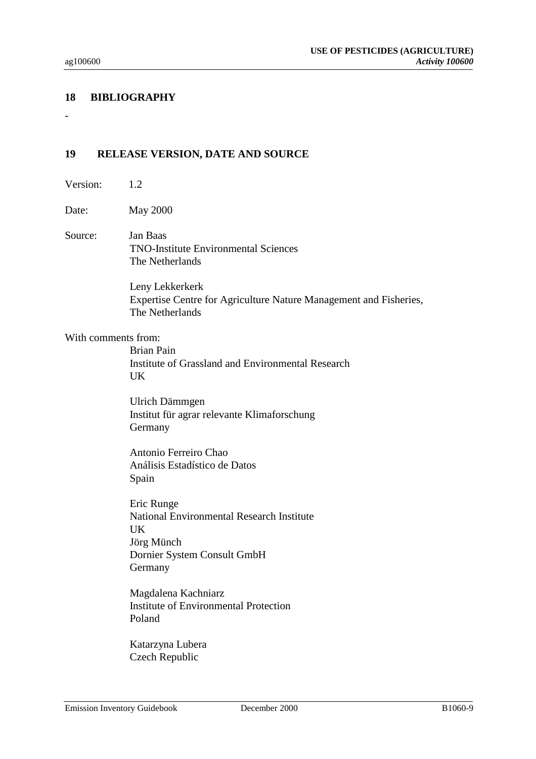## 18 BIBLIOGRAPHY

-

## 19 RELEASE VERSION, DATE AND SOURCE

Version: 1.2

Date: May 2000

Source: Jan Baas
TNO-Institute Environmental Sciences
The Netherlands

Leny Lekkerkerk
Expertise Centre for Agriculture Nature Management and Fisheries,
The Netherlands

With comments from:

Brian Pain
Institute of Grassland and Environmental Research
UK

Ulrich Dämmgen
Institut für agrar relevante Klimaforschung
Germany

Antonio Ferreiro Chao
Análisis Estadístico de Datos
Spain

Eric Runge
National Environmental Research Institute
UK
Jörg Münch
Dornier System Consult GmbH
Germany

Magdalena Kachniarz
Institute of Environmental Protection
Poland

Katarzyna Lubera
Czech Republic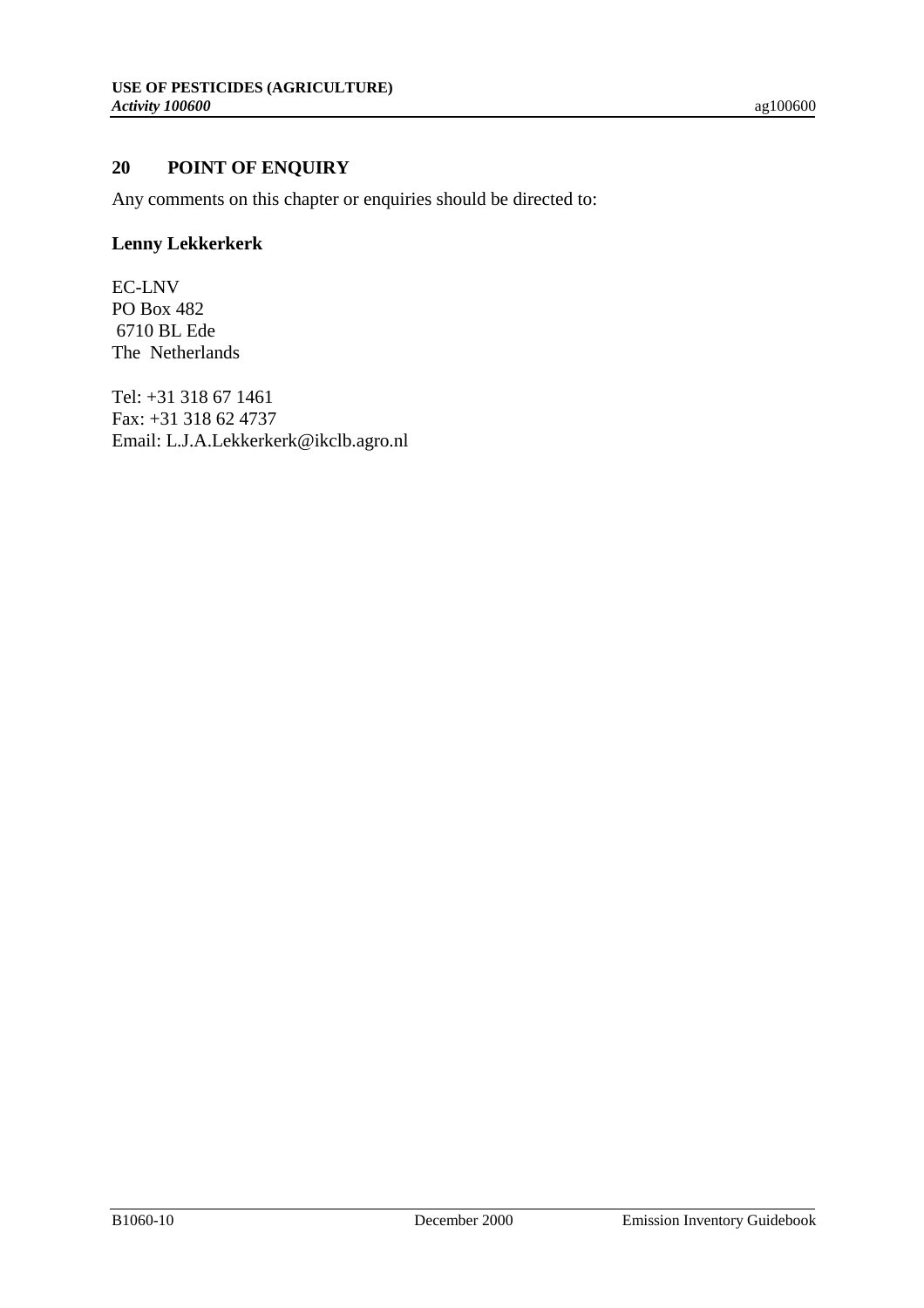## 20 POINT OF ENQUIRY

Any comments on this chapter or enquiries should be directed to:

**Lenny Lekkerkerk**

EC-LNV  
PO Box 482  
6710 BL Ede  
The Netherlands

Tel: +31 318 67 1461  
Fax: +31 318 62 4737  
Email: L.J.A.Lekkerkerk@ikclb.agro.nl